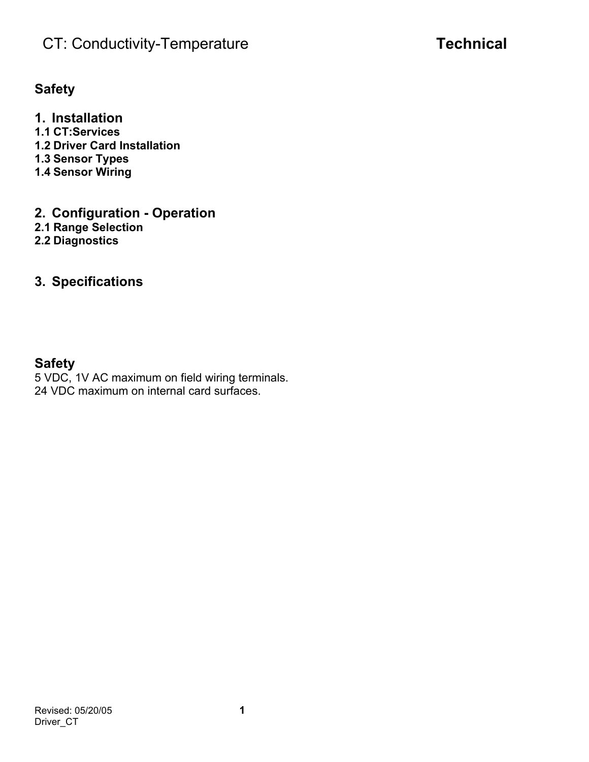# CT: Conductivity-Temperature **Technical**

**Safety**

**1. Installation**
**1.1 CT:Services**
**1.2 Driver Card Installation**
**1.3 Sensor Types**
**1.4 Sensor Wiring**

**2. Configuration - Operation**
**2.1 Range Selection**
**2.2 Diagnostics**

**3. Specifications**

## Safety

5 VDC, 1V AC maximum on field wiring terminals.
24 VDC maximum on internal card surfaces.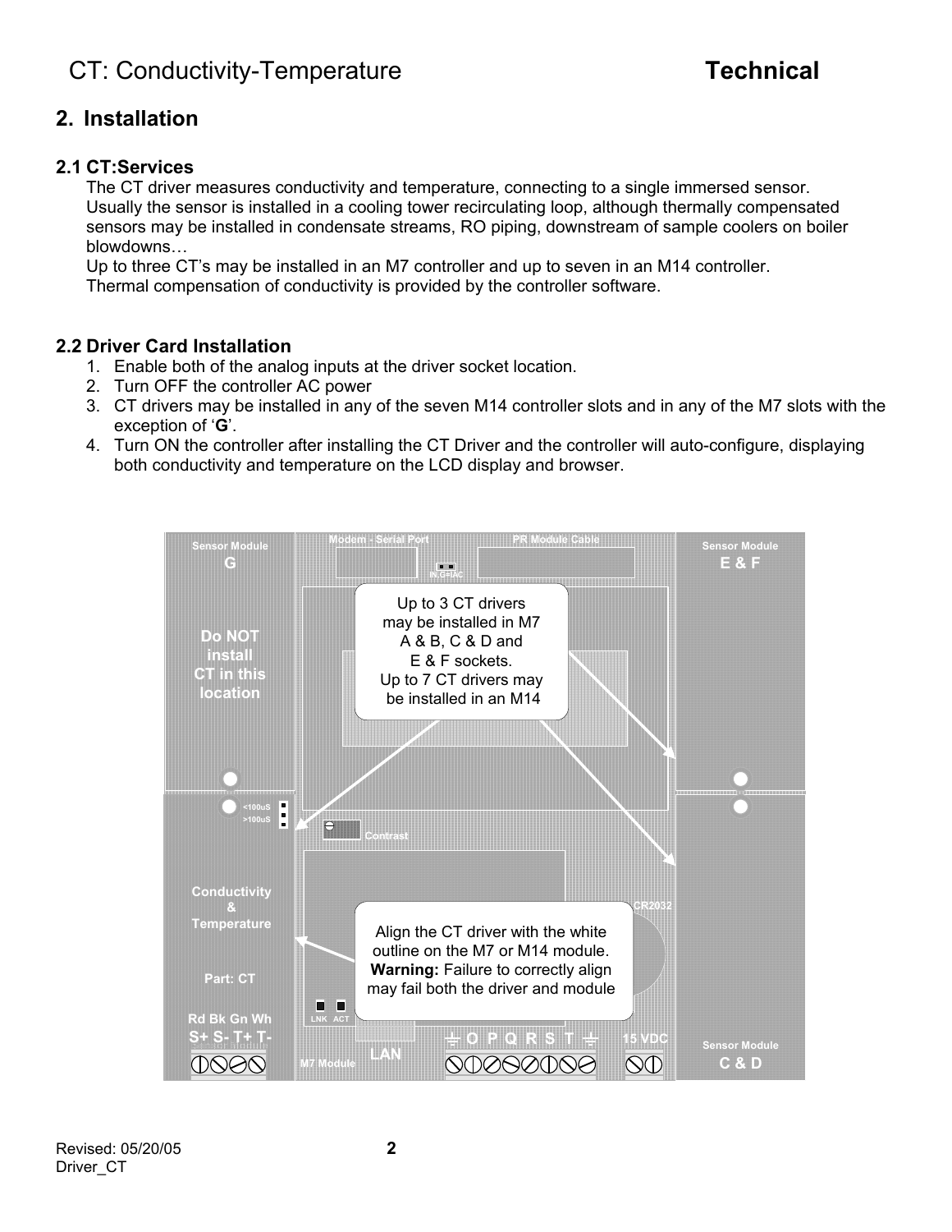## 2. Installation

### 2.1 CT:Services

The CT driver measures conductivity and temperature, connecting to a single immersed sensor. Usually the sensor is installed in a cooling tower recirculating loop, although thermally compensated sensors may be installed in condensate streams, RO piping, downstream of sample coolers on boiler blowdowns…

Up to three CT's may be installed in an M7 controller and up to seven in an M14 controller.

Thermal compensation of conductivity is provided by the controller software.

### 2.2 Driver Card Installation

1. Enable both of the analog inputs at the driver socket location.
2. Turn OFF the controller AC power
3. CT drivers may be installed in any of the seven M14 controller slots and in any of the M7 slots with the exception of '**G**'.
4. Turn ON the controller after installing the CT Driver and the controller will auto-configure, displaying both conductivity and temperature on the LCD display and browser.

Up to 3 CT drivers may be installed in M7 A & B, C & D and E & F sockets. Up to 7 CT drivers may be installed in an M14

Do NOT install CT in this location

Align the CT driver with the white outline on the M7 or M14 module. **Warning:** Failure to correctly align may fail both the driver and module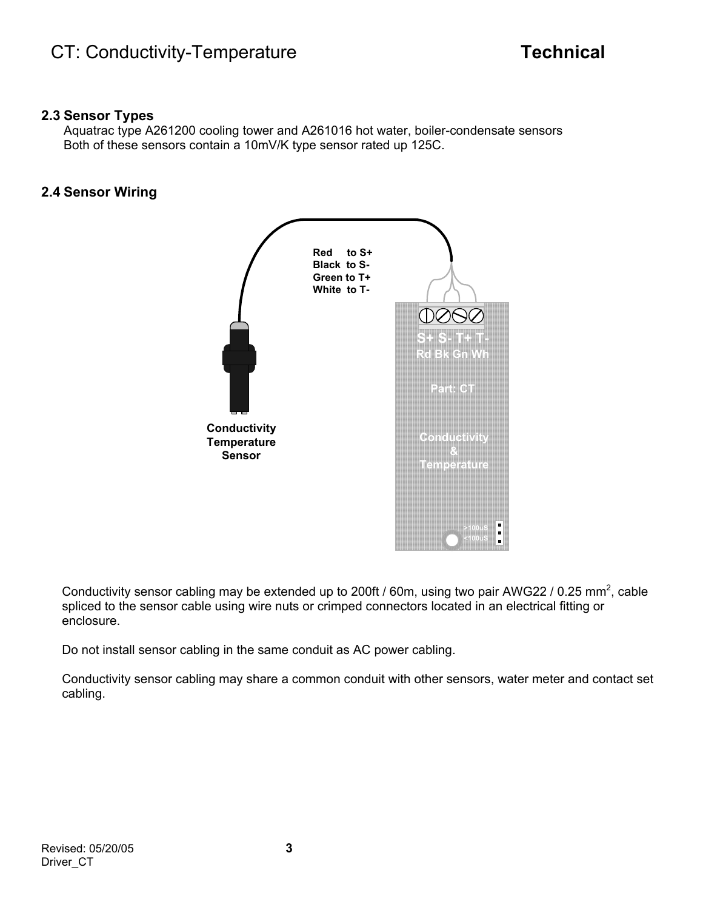## 2.3 Sensor Types

Aquatrac type A261200 cooling tower and A261016 hot water, boiler-condensate sensors
Both of these sensors contain a 10mV/K type sensor rated up 125C.

## 2.4 Sensor Wiring

Red to S+
Black to S-
Green to T+
White to T-

S+ S- T+ T-
Rd Bk Gn Wh

Part: CT

Conductivity & Temperature

>100uS
<100uS

Conductivity Temperature Sensor

Conductivity sensor cabling may be extended up to 200ft / 60m, using two pair AWG22 / 0.25 mm$^2$, cable spliced to the sensor cable using wire nuts or crimped connectors located in an electrical fitting or enclosure.

Do not install sensor cabling in the same conduit as AC power cabling.

Conductivity sensor cabling may share a common conduit with other sensors, water meter and contact set cabling.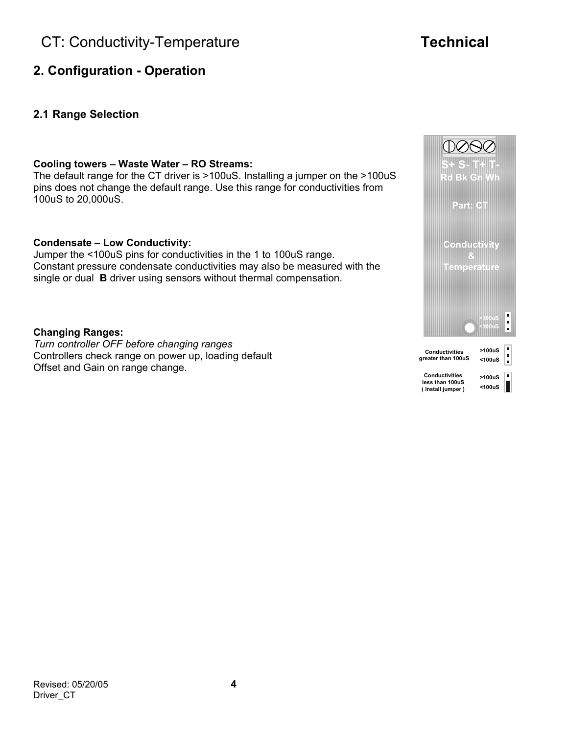CT: Conductivity-Temperature **Technical**

## 2. Configuration - Operation

### 2.1 Range Selection

**Cooling towers – Waste Water – RO Streams:**
The default range for the CT driver is >100uS. Installing a jumper on the >100uS pins does not change the default range. Use this range for conductivities from 100uS to 20,000uS.

**Condensate – Low Conductivity:**
Jumper the <100uS pins for conductivities in the 1 to 100uS range.
Constant pressure condensate conductivities may also be measured with the single or dual **B** driver using sensors without thermal compensation.

**Changing Ranges:**
*Turn controller OFF before changing ranges*
Controllers check range on power up, loading default Offset and Gain on range change.

S+ S- T+ T-
Rd Bk Gn Wh

Part: CT

Conductivity & Temperature

>100uS
<100uS

Conductivities greater than 100uS: >100uS / <100uS

Conductivities less than 100uS (Install jumper): >100uS / <100uS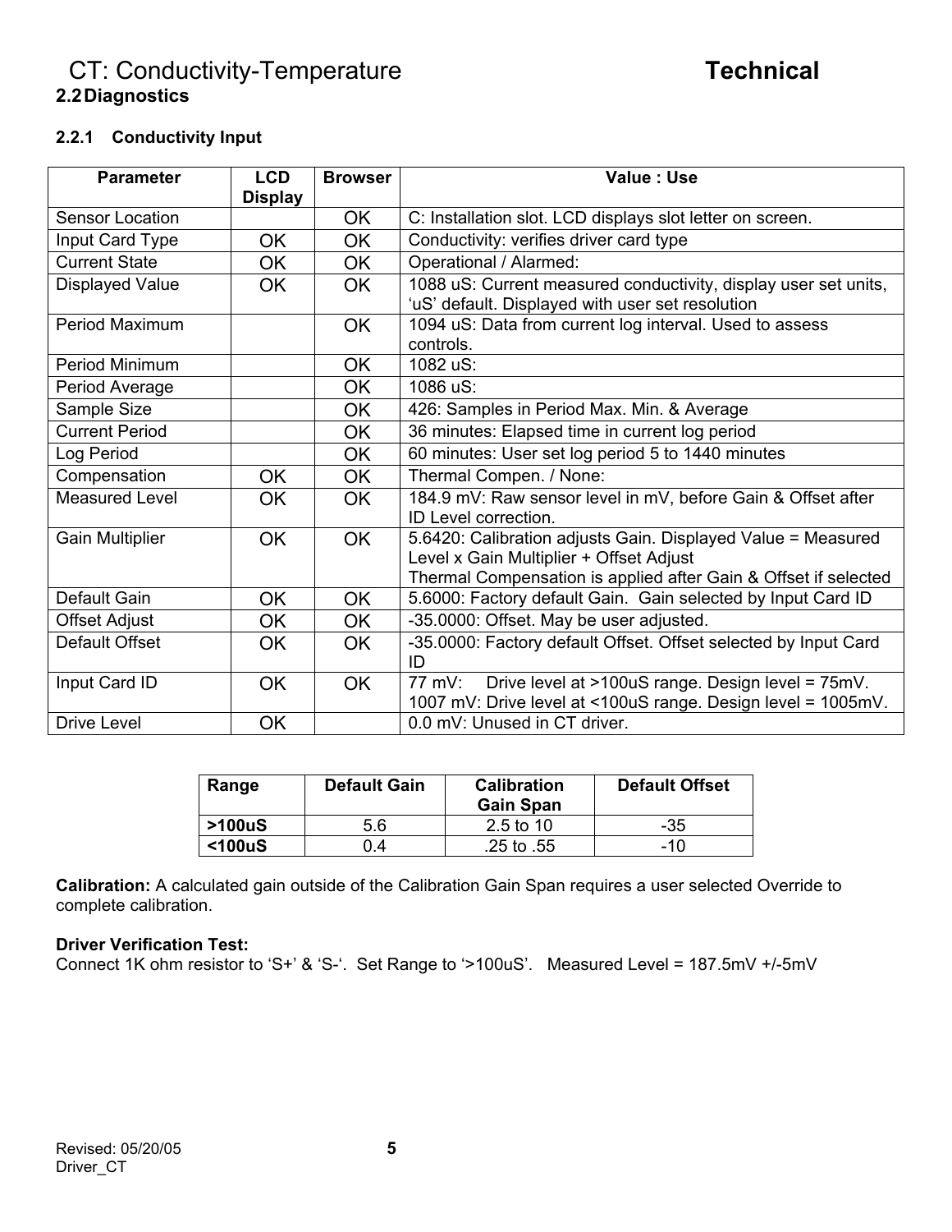CT: Conductivity-Temperature **Technical**

## 2.2 Diagnostics

### 2.2.1 Conductivity Input

| Parameter | LCD Display | Browser | Value : Use |
|---|---|---|---|
| Sensor Location | | OK | C: Installation slot. LCD displays slot letter on screen. |
| Input Card Type | OK | OK | Conductivity: verifies driver card type |
| Current State | OK | OK | Operational / Alarmed: |
| Displayed Value | OK | OK | 1088 uS: Current measured conductivity, display user set units, 'uS' default. Displayed with user set resolution |
| Period Maximum | | OK | 1094 uS: Data from current log interval. Used to assess controls. |
| Period Minimum | | OK | 1082 uS: |
| Period Average | | OK | 1086 uS: |
| Sample Size | | OK | 426: Samples in Period Max. Min. & Average |
| Current Period | | OK | 36 minutes: Elapsed time in current log period |
| Log Period | | OK | 60 minutes: User set log period 5 to 1440 minutes |
| Compensation | OK | OK | Thermal Compen. / None: |
| Measured Level | OK | OK | 184.9 mV: Raw sensor level in mV, before Gain & Offset after ID Level correction. |
| Gain Multiplier | OK | OK | 5.6420: Calibration adjusts Gain. Displayed Value = Measured Level x Gain Multiplier + Offset Adjust<br>Thermal Compensation is applied after Gain & Offset if selected |
| Default Gain | OK | OK | 5.6000: Factory default Gain. Gain selected by Input Card ID |
| Offset Adjust | OK | OK | -35.0000: Offset. May be user adjusted. |
| Default Offset | OK | OK | -35.0000: Factory default Offset. Offset selected by Input Card ID |
| Input Card ID | OK | OK | 77 mV: Drive level at >100uS range. Design level = 75mV.<br>1007 mV: Drive level at <100uS range. Design level = 1005mV. |
| Drive Level | OK | | 0.0 mV: Unused in CT driver. |

| Range | Default Gain | Calibration Gain Span | Default Offset |
|---|---|---|---|
| **>100uS** | 5.6 | 2.5 to 10 | -35 |
| **<100uS** | 0.4 | .25 to .55 | -10 |

**Calibration:** A calculated gain outside of the Calibration Gain Span requires a user selected Override to complete calibration.

**Driver Verification Test:**
Connect 1K ohm resistor to 'S+' & 'S-'. Set Range to '>100uS'. Measured Level = 187.5mV +/-5mV

Revised: 05/20/05
Driver_CT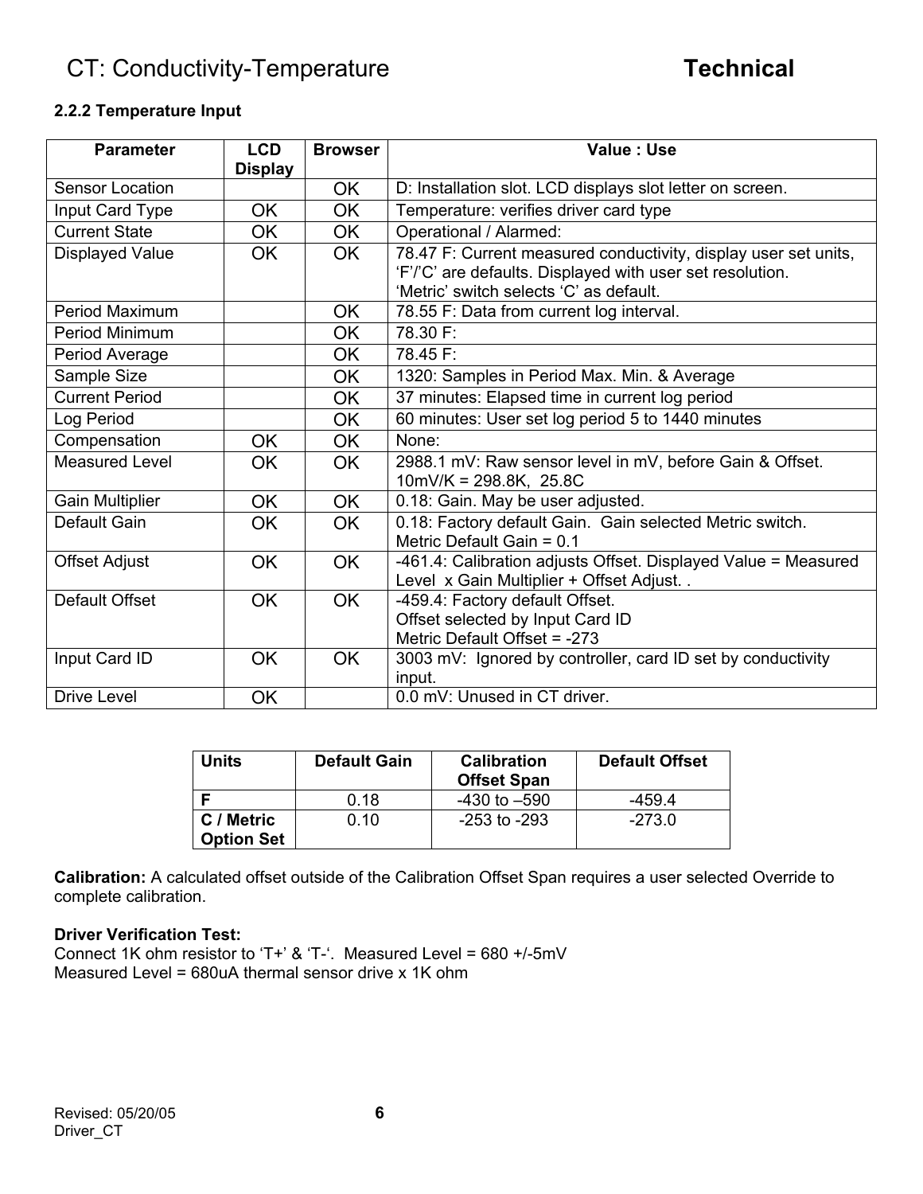CT: Conductivity-Temperature **Technical**

### 2.2.2 Temperature Input

| Parameter | LCD Display | Browser | Value : Use |
|---|---|---|---|
| Sensor Location | | OK | D: Installation slot. LCD displays slot letter on screen. |
| Input Card Type | OK | OK | Temperature: verifies driver card type |
| Current State | OK | OK | Operational / Alarmed: |
| Displayed Value | OK | OK | 78.47 F: Current measured conductivity, display user set units, 'F'/'C' are defaults. Displayed with user set resolution. 'Metric' switch selects 'C' as default. |
| Period Maximum | | OK | 78.55 F: Data from current log interval. |
| Period Minimum | | OK | 78.30 F: |
| Period Average | | OK | 78.45 F: |
| Sample Size | | OK | 1320: Samples in Period Max. Min. & Average |
| Current Period | | OK | 37 minutes: Elapsed time in current log period |
| Log Period | | OK | 60 minutes: User set log period 5 to 1440 minutes |
| Compensation | OK | OK | None: |
| Measured Level | OK | OK | 2988.1 mV: Raw sensor level in mV, before Gain & Offset. 10mV/K = 298.8K, 25.8C |
| Gain Multiplier | OK | OK | 0.18: Gain. May be user adjusted. |
| Default Gain | OK | OK | 0.18: Factory default Gain. Gain selected Metric switch. Metric Default Gain = 0.1 |
| Offset Adjust | OK | OK | -461.4: Calibration adjusts Offset. Displayed Value = Measured Level x Gain Multiplier + Offset Adjust. . |
| Default Offset | OK | OK | -459.4: Factory default Offset. Offset selected by Input Card ID Metric Default Offset = -273 |
| Input Card ID | OK | OK | 3003 mV: Ignored by controller, card ID set by conductivity input. |
| Drive Level | OK | | 0.0 mV: Unused in CT driver. |

| Units | Default Gain | Calibration Offset Span | Default Offset |
|---|---|---|---|
| **F** | 0.18 | -430 to –590 | -459.4 |
| **C / Metric Option Set** | 0.10 | -253 to -293 | -273.0 |

**Calibration:** A calculated offset outside of the Calibration Offset Span requires a user selected Override to complete calibration.

**Driver Verification Test:**
Connect 1K ohm resistor to 'T+' & 'T-'. Measured Level = 680 +/-5mV
Measured Level = 680uA thermal sensor drive x 1K ohm

Revised: 05/20/05
Driver_CT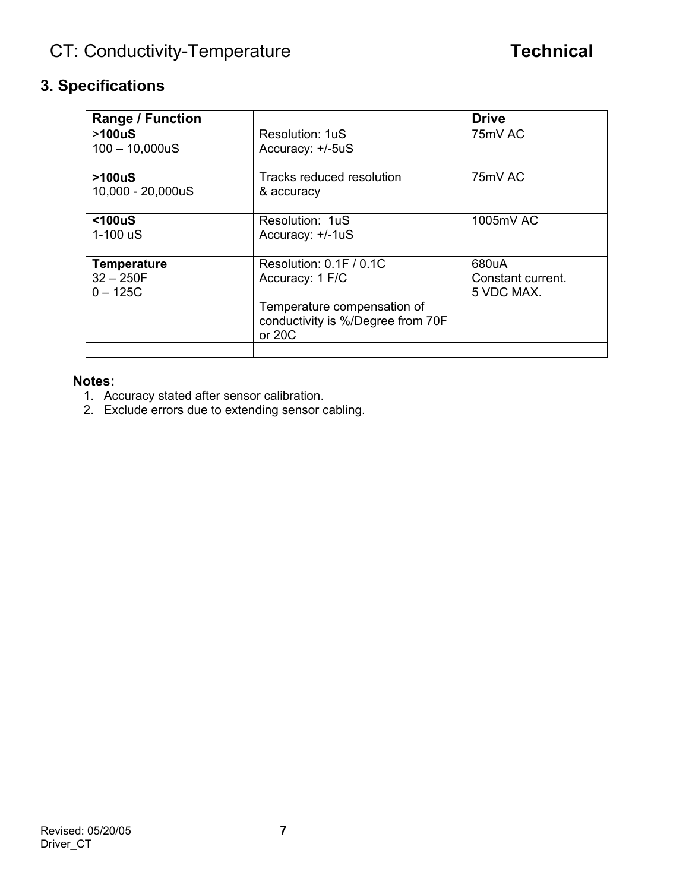### 3. Specifications

| Range / Function | | Drive |
|---|---|---|
| >**100uS**<br>100 – 10,000uS | Resolution: 1uS<br>Accuracy: +/-5uS | 75mV AC |
| **>100uS**<br>10,000 - 20,000uS | Tracks reduced resolution<br>& accuracy | 75mV AC |
| **<100uS**<br>1-100 uS | Resolution: 1uS<br>Accuracy: +/-1uS | 1005mV AC |
| **Temperature**<br>32 – 250F<br>0 – 125C | Resolution: 0.1F / 0.1C<br>Accuracy: 1 F/C<br><br>Temperature compensation of conductivity is %/Degree from 70F or 20C | 680uA<br>Constant current.<br>5 VDC MAX. |
| | | |

**Notes:**

1. Accuracy stated after sensor calibration.
2. Exclude errors due to extending sensor cabling.